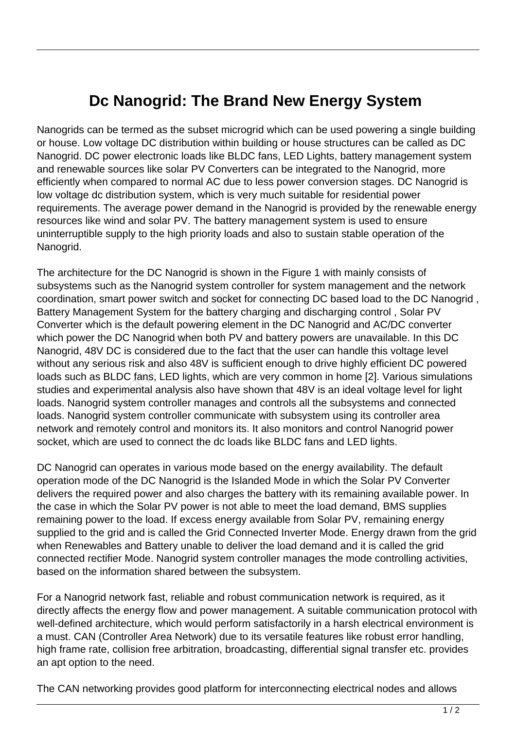# Dc Nanogrid: The Brand New Energy System

Nanogrids can be termed as the subset microgrid which can be used powering a single building or house. Low voltage DC distribution within building or house structures can be called as DC Nanogrid. DC power electronic loads like BLDC fans, LED Lights, battery management system and renewable sources like solar PV Converters can be integrated to the Nanogrid, more efficiently when compared to normal AC due to less power conversion stages. DC Nanogrid is low voltage dc distribution system, which is very much suitable for residential power requirements. The average power demand in the Nanogrid is provided by the renewable energy resources like wind and solar PV. The battery management system is used to ensure uninterruptible supply to the high priority loads and also to sustain stable operation of the Nanogrid.

The architecture for the DC Nanogrid is shown in the Figure 1 with mainly consists of subsystems such as the Nanogrid system controller for system management and the network coordination, smart power switch and socket for connecting DC based load to the DC Nanogrid , Battery Management System for the battery charging and discharging control , Solar PV Converter which is the default powering element in the DC Nanogrid and AC/DC converter which power the DC Nanogrid when both PV and battery powers are unavailable. In this DC Nanogrid, 48V DC is considered due to the fact that the user can handle this voltage level without any serious risk and also 48V is sufficient enough to drive highly efficient DC powered loads such as BLDC fans, LED lights, which are very common in home [2]. Various simulations studies and experimental analysis also have shown that 48V is an ideal voltage level for light loads. Nanogrid system controller manages and controls all the subsystems and connected loads. Nanogrid system controller communicate with subsystem using its controller area network and remotely control and monitors its. It also monitors and control Nanogrid power socket, which are used to connect the dc loads like BLDC fans and LED lights.

DC Nanogrid can operates in various mode based on the energy availability. The default operation mode of the DC Nanogrid is the Islanded Mode in which the Solar PV Converter delivers the required power and also charges the battery with its remaining available power. In the case in which the Solar PV power is not able to meet the load demand, BMS supplies remaining power to the load. If excess energy available from Solar PV, remaining energy supplied to the grid and is called the Grid Connected Inverter Mode. Energy drawn from the grid when Renewables and Battery unable to deliver the load demand and it is called the grid connected rectifier Mode. Nanogrid system controller manages the mode controlling activities, based on the information shared between the subsystem.

For a Nanogrid network fast, reliable and robust communication network is required, as it directly affects the energy flow and power management. A suitable communication protocol with well-defined architecture, which would perform satisfactorily in a harsh electrical environment is a must. CAN (Controller Area Network) due to its versatile features like robust error handling, high frame rate, collision free arbitration, broadcasting, differential signal transfer etc. provides an apt option to the need.

The CAN networking provides good platform for interconnecting electrical nodes and allows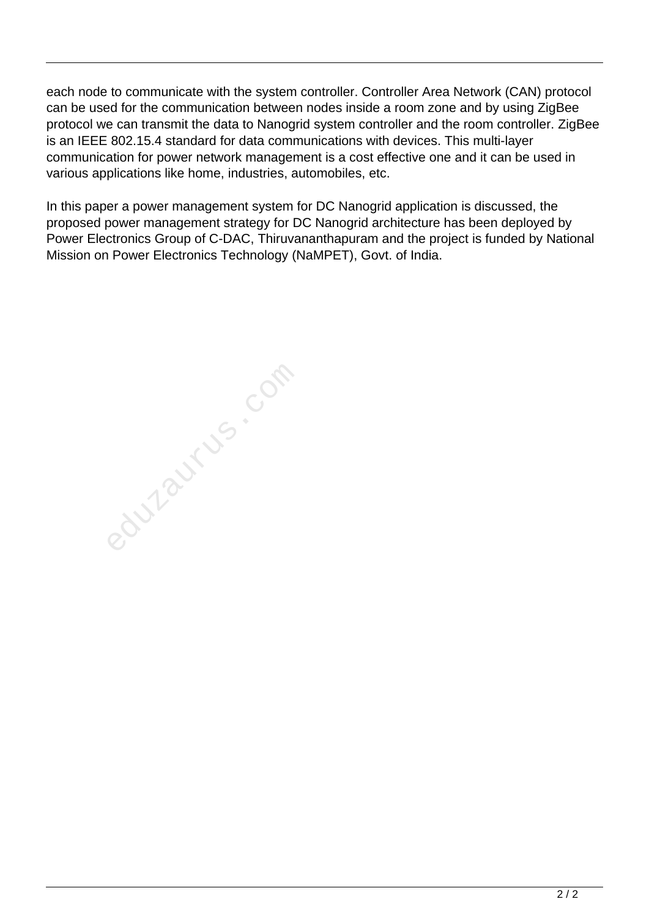each node to communicate with the system controller. Controller Area Network (CAN) protocol can be used for the communication between nodes inside a room zone and by using ZigBee protocol we can transmit the data to Nanogrid system controller and the room controller. ZigBee is an IEEE 802.15.4 standard for data communications with devices. This multi-layer communication for power network management is a cost effective one and it can be used in various applications like home, industries, automobiles, etc.

In this paper a power management system for DC Nanogrid application is discussed, the proposed power management strategy for DC Nanogrid architecture has been deployed by Power Electronics Group of C-DAC, Thiruvananthapuram and the project is funded by National Mission on Power Electronics Technology (NaMPET), Govt. of India.